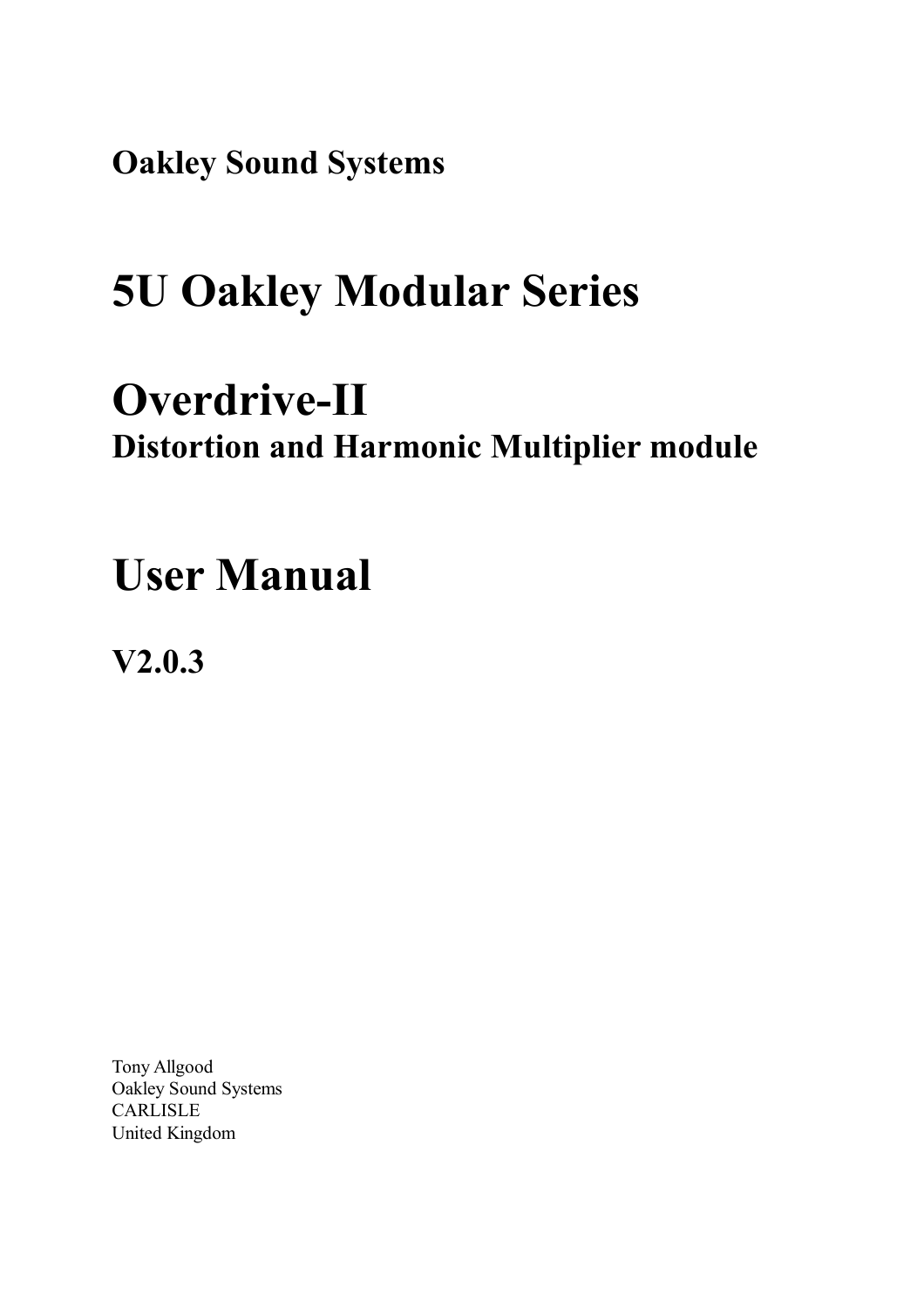**Oakley Sound Systems**

# 5U Oakley Modular Series

# Overdrive-II

## Distortion and Harmonic Multiplier module

# User Manual

## V2.0.3

Tony Allgood
Oakley Sound Systems
CARLISLE
United Kingdom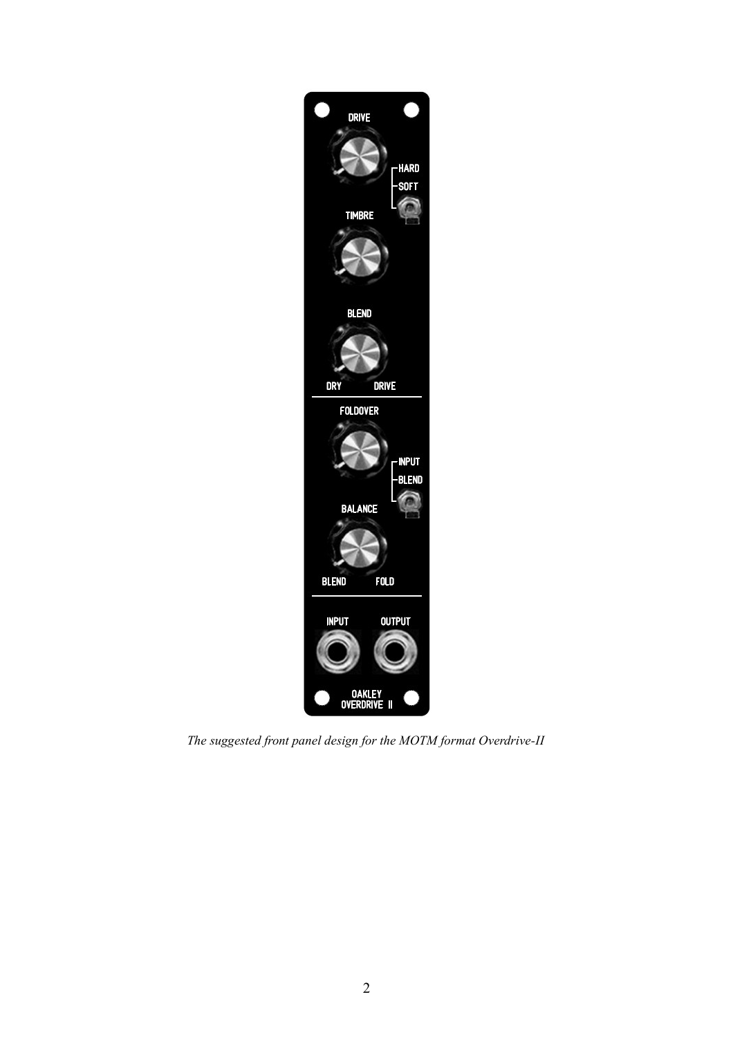*The suggested front panel design for the MOTM format Overdrive-II*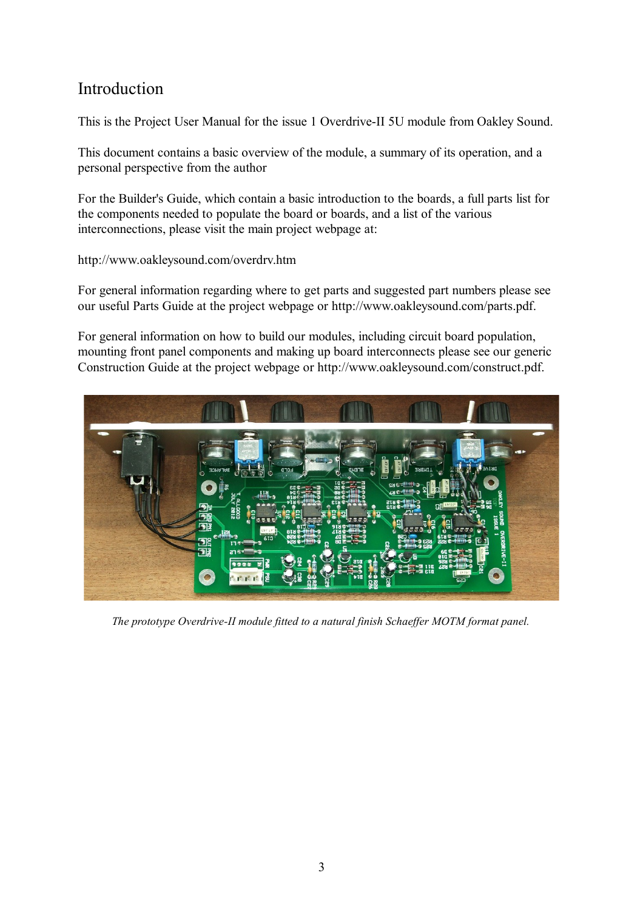# Introduction

This is the Project User Manual for the issue 1 Overdrive-II 5U module from Oakley Sound.

This document contains a basic overview of the module, a summary of its operation, and a personal perspective from the author

For the Builder's Guide, which contain a basic introduction to the boards, a full parts list for the components needed to populate the board or boards, and a list of the various interconnections, please visit the main project webpage at:

http://www.oakleysound.com/overdrv.htm

For general information regarding where to get parts and suggested part numbers please see our useful Parts Guide at the project webpage or http://www.oakleysound.com/parts.pdf.

For general information on how to build our modules, including circuit board population, mounting front panel components and making up board interconnects please see our generic Construction Guide at the project webpage or http://www.oakleysound.com/construct.pdf.

*The prototype Overdrive-II module fitted to a natural finish Schaeffer MOTM format panel.*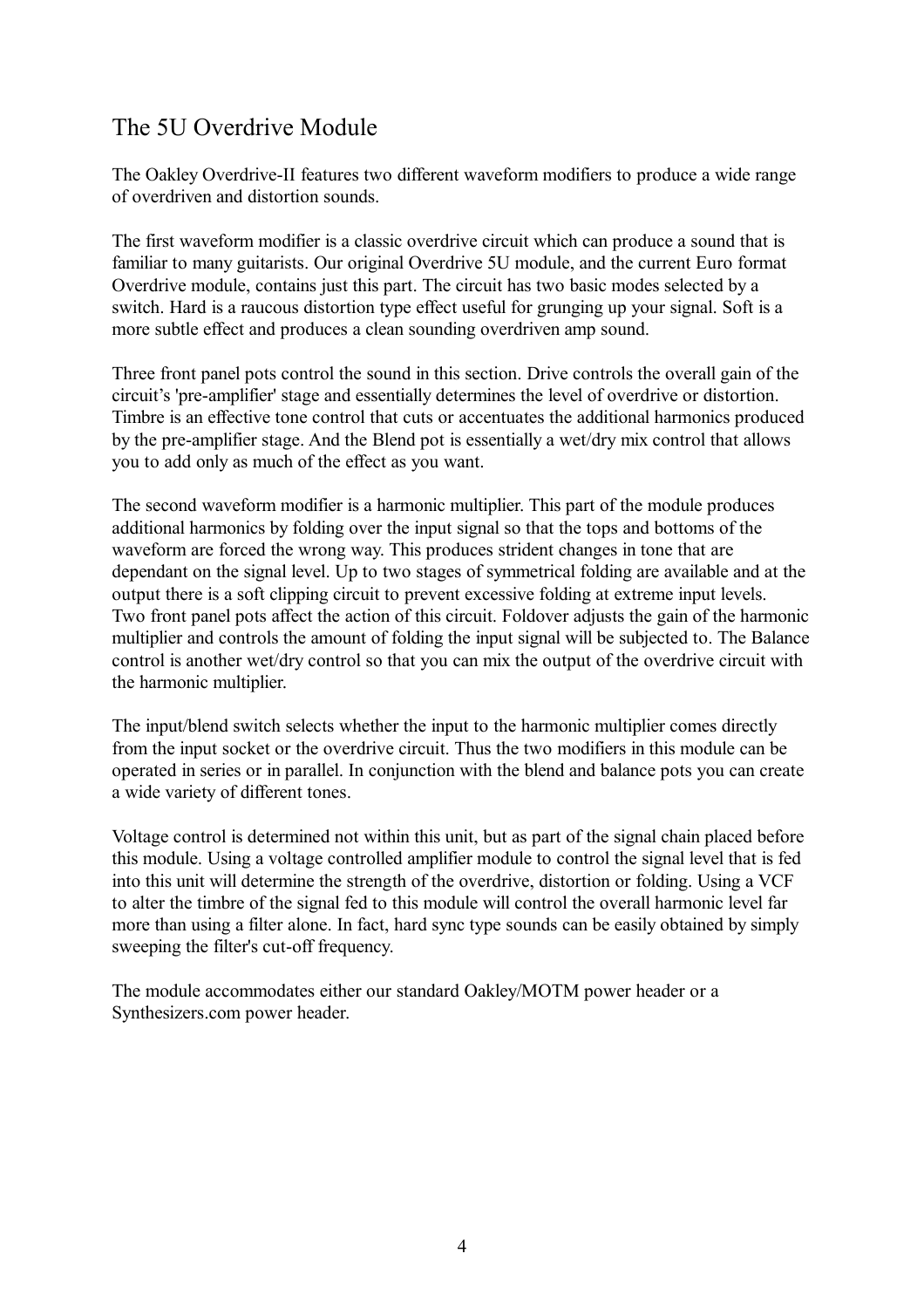# The 5U Overdrive Module

The Oakley Overdrive-II features two different waveform modifiers to produce a wide range of overdriven and distortion sounds.

The first waveform modifier is a classic overdrive circuit which can produce a sound that is familiar to many guitarists. Our original Overdrive 5U module, and the current Euro format Overdrive module, contains just this part. The circuit has two basic modes selected by a switch. Hard is a raucous distortion type effect useful for grunging up your signal. Soft is a more subtle effect and produces a clean sounding overdriven amp sound.

Three front panel pots control the sound in this section. Drive controls the overall gain of the circuit's 'pre-amplifier' stage and essentially determines the level of overdrive or distortion. Timbre is an effective tone control that cuts or accentuates the additional harmonics produced by the pre-amplifier stage. And the Blend pot is essentially a wet/dry mix control that allows you to add only as much of the effect as you want.

The second waveform modifier is a harmonic multiplier. This part of the module produces additional harmonics by folding over the input signal so that the tops and bottoms of the waveform are forced the wrong way. This produces strident changes in tone that are dependant on the signal level. Up to two stages of symmetrical folding are available and at the output there is a soft clipping circuit to prevent excessive folding at extreme input levels. Two front panel pots affect the action of this circuit. Foldover adjusts the gain of the harmonic multiplier and controls the amount of folding the input signal will be subjected to. The Balance control is another wet/dry control so that you can mix the output of the overdrive circuit with the harmonic multiplier.

The input/blend switch selects whether the input to the harmonic multiplier comes directly from the input socket or the overdrive circuit. Thus the two modifiers in this module can be operated in series or in parallel. In conjunction with the blend and balance pots you can create a wide variety of different tones.

Voltage control is determined not within this unit, but as part of the signal chain placed before this module. Using a voltage controlled amplifier module to control the signal level that is fed into this unit will determine the strength of the overdrive, distortion or folding. Using a VCF to alter the timbre of the signal fed to this module will control the overall harmonic level far more than using a filter alone. In fact, hard sync type sounds can be easily obtained by simply sweeping the filter's cut-off frequency.

The module accommodates either our standard Oakley/MOTM power header or a Synthesizers.com power header.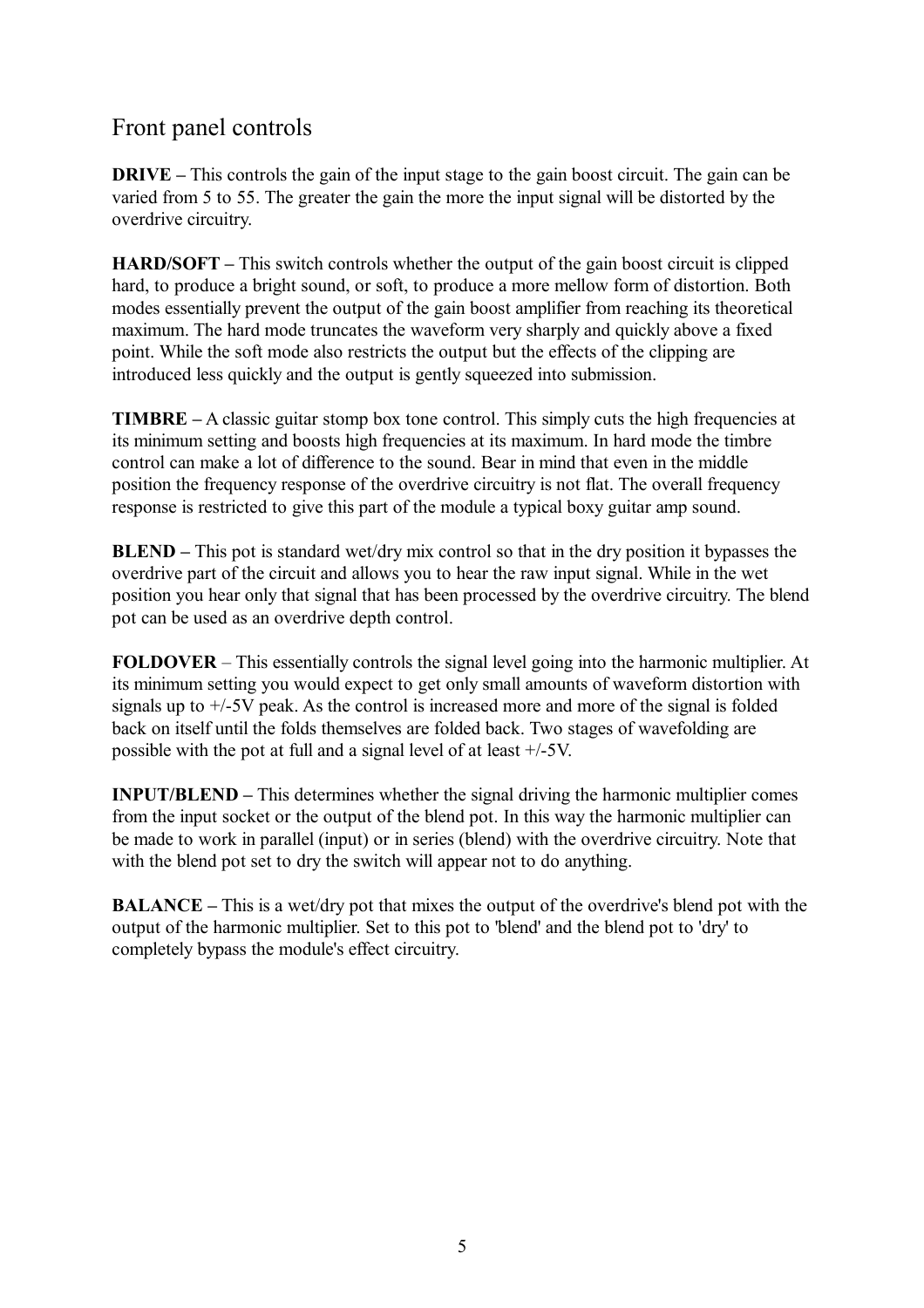# Front panel controls

**DRIVE –** This controls the gain of the input stage to the gain boost circuit. The gain can be varied from 5 to 55. The greater the gain the more the input signal will be distorted by the overdrive circuitry.

**HARD/SOFT –** This switch controls whether the output of the gain boost circuit is clipped hard, to produce a bright sound, or soft, to produce a more mellow form of distortion. Both modes essentially prevent the output of the gain boost amplifier from reaching its theoretical maximum. The hard mode truncates the waveform very sharply and quickly above a fixed point. While the soft mode also restricts the output but the effects of the clipping are introduced less quickly and the output is gently squeezed into submission.

**TIMBRE –** A classic guitar stomp box tone control. This simply cuts the high frequencies at its minimum setting and boosts high frequencies at its maximum. In hard mode the timbre control can make a lot of difference to the sound. Bear in mind that even in the middle position the frequency response of the overdrive circuitry is not flat. The overall frequency response is restricted to give this part of the module a typical boxy guitar amp sound.

**BLEND –** This pot is standard wet/dry mix control so that in the dry position it bypasses the overdrive part of the circuit and allows you to hear the raw input signal. While in the wet position you hear only that signal that has been processed by the overdrive circuitry. The blend pot can be used as an overdrive depth control.

**FOLDOVER** – This essentially controls the signal level going into the harmonic multiplier. At its minimum setting you would expect to get only small amounts of waveform distortion with signals up to +/-5V peak. As the control is increased more and more of the signal is folded back on itself until the folds themselves are folded back. Two stages of wavefolding are possible with the pot at full and a signal level of at least +/-5V.

**INPUT/BLEND –** This determines whether the signal driving the harmonic multiplier comes from the input socket or the output of the blend pot. In this way the harmonic multiplier can be made to work in parallel (input) or in series (blend) with the overdrive circuitry. Note that with the blend pot set to dry the switch will appear not to do anything.

**BALANCE –** This is a wet/dry pot that mixes the output of the overdrive's blend pot with the output of the harmonic multiplier. Set to this pot to 'blend' and the blend pot to 'dry' to completely bypass the module's effect circuitry.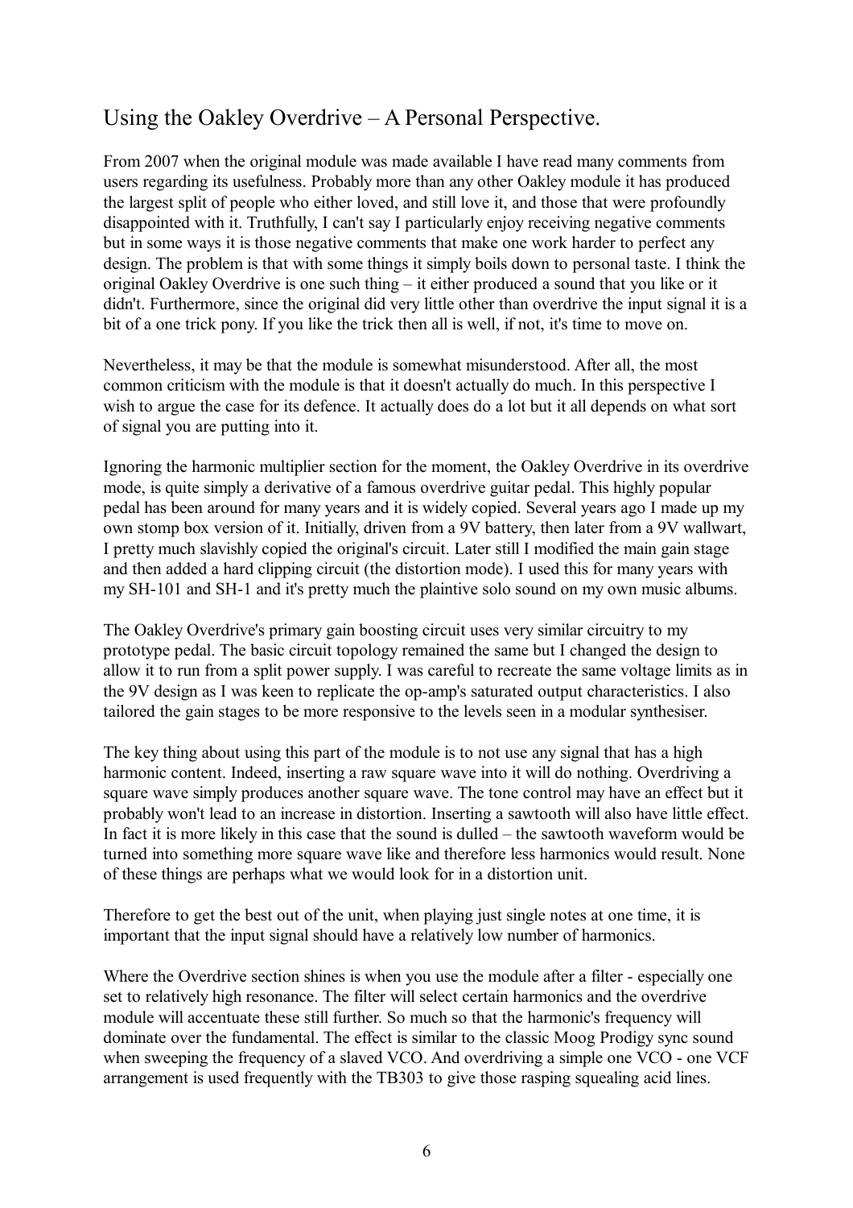## Using the Oakley Overdrive – A Personal Perspective.

From 2007 when the original module was made available I have read many comments from users regarding its usefulness. Probably more than any other Oakley module it has produced the largest split of people who either loved, and still love it, and those that were profoundly disappointed with it. Truthfully, I can't say I particularly enjoy receiving negative comments but in some ways it is those negative comments that make one work harder to perfect any design. The problem is that with some things it simply boils down to personal taste. I think the original Oakley Overdrive is one such thing – it either produced a sound that you like or it didn't. Furthermore, since the original did very little other than overdrive the input signal it is a bit of a one trick pony. If you like the trick then all is well, if not, it's time to move on.

Nevertheless, it may be that the module is somewhat misunderstood. After all, the most common criticism with the module is that it doesn't actually do much. In this perspective I wish to argue the case for its defence. It actually does do a lot but it all depends on what sort of signal you are putting into it.

Ignoring the harmonic multiplier section for the moment, the Oakley Overdrive in its overdrive mode, is quite simply a derivative of a famous overdrive guitar pedal. This highly popular pedal has been around for many years and it is widely copied. Several years ago I made up my own stomp box version of it. Initially, driven from a 9V battery, then later from a 9V wallwart, I pretty much slavishly copied the original's circuit. Later still I modified the main gain stage and then added a hard clipping circuit (the distortion mode). I used this for many years with my SH-101 and SH-1 and it's pretty much the plaintive solo sound on my own music albums.

The Oakley Overdrive's primary gain boosting circuit uses very similar circuitry to my prototype pedal. The basic circuit topology remained the same but I changed the design to allow it to run from a split power supply. I was careful to recreate the same voltage limits as in the 9V design as I was keen to replicate the op-amp's saturated output characteristics. I also tailored the gain stages to be more responsive to the levels seen in a modular synthesiser.

The key thing about using this part of the module is to not use any signal that has a high harmonic content. Indeed, inserting a raw square wave into it will do nothing. Overdriving a square wave simply produces another square wave. The tone control may have an effect but it probably won't lead to an increase in distortion. Inserting a sawtooth will also have little effect. In fact it is more likely in this case that the sound is dulled – the sawtooth waveform would be turned into something more square wave like and therefore less harmonics would result. None of these things are perhaps what we would look for in a distortion unit.

Therefore to get the best out of the unit, when playing just single notes at one time, it is important that the input signal should have a relatively low number of harmonics.

Where the Overdrive section shines is when you use the module after a filter - especially one set to relatively high resonance. The filter will select certain harmonics and the overdrive module will accentuate these still further. So much so that the harmonic's frequency will dominate over the fundamental. The effect is similar to the classic Moog Prodigy sync sound when sweeping the frequency of a slaved VCO. And overdriving a simple one VCO - one VCF arrangement is used frequently with the TB303 to give those rasping squealing acid lines.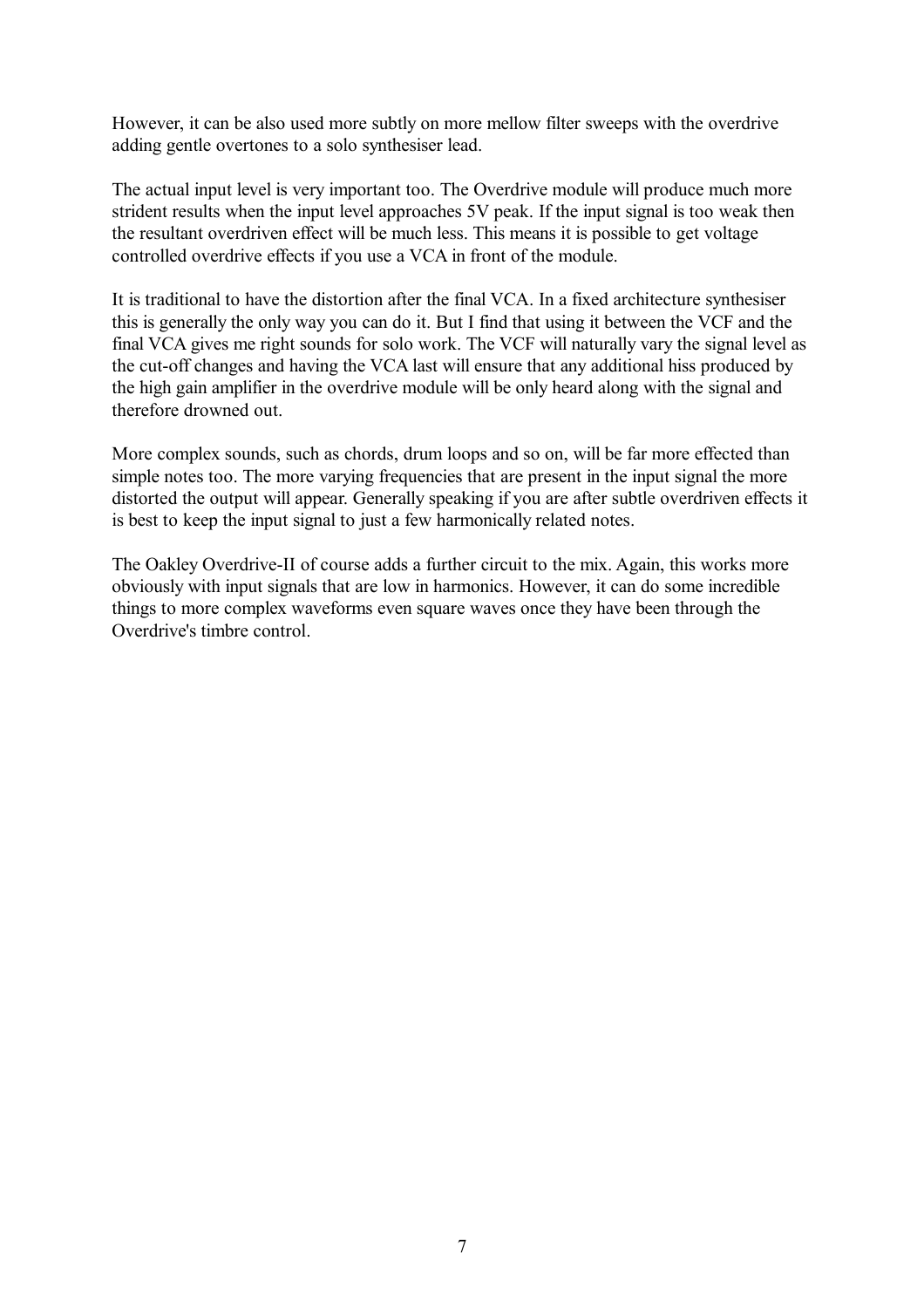However, it can be also used more subtly on more mellow filter sweeps with the overdrive adding gentle overtones to a solo synthesiser lead.

The actual input level is very important too. The Overdrive module will produce much more strident results when the input level approaches 5V peak. If the input signal is too weak then the resultant overdriven effect will be much less. This means it is possible to get voltage controlled overdrive effects if you use a VCA in front of the module.

It is traditional to have the distortion after the final VCA. In a fixed architecture synthesiser this is generally the only way you can do it. But I find that using it between the VCF and the final VCA gives me right sounds for solo work. The VCF will naturally vary the signal level as the cut-off changes and having the VCA last will ensure that any additional hiss produced by the high gain amplifier in the overdrive module will be only heard along with the signal and therefore drowned out.

More complex sounds, such as chords, drum loops and so on, will be far more effected than simple notes too. The more varying frequencies that are present in the input signal the more distorted the output will appear. Generally speaking if you are after subtle overdriven effects it is best to keep the input signal to just a few harmonically related notes.

The Oakley Overdrive-II of course adds a further circuit to the mix. Again, this works more obviously with input signals that are low in harmonics. However, it can do some incredible things to more complex waveforms even square waves once they have been through the Overdrive's timbre control.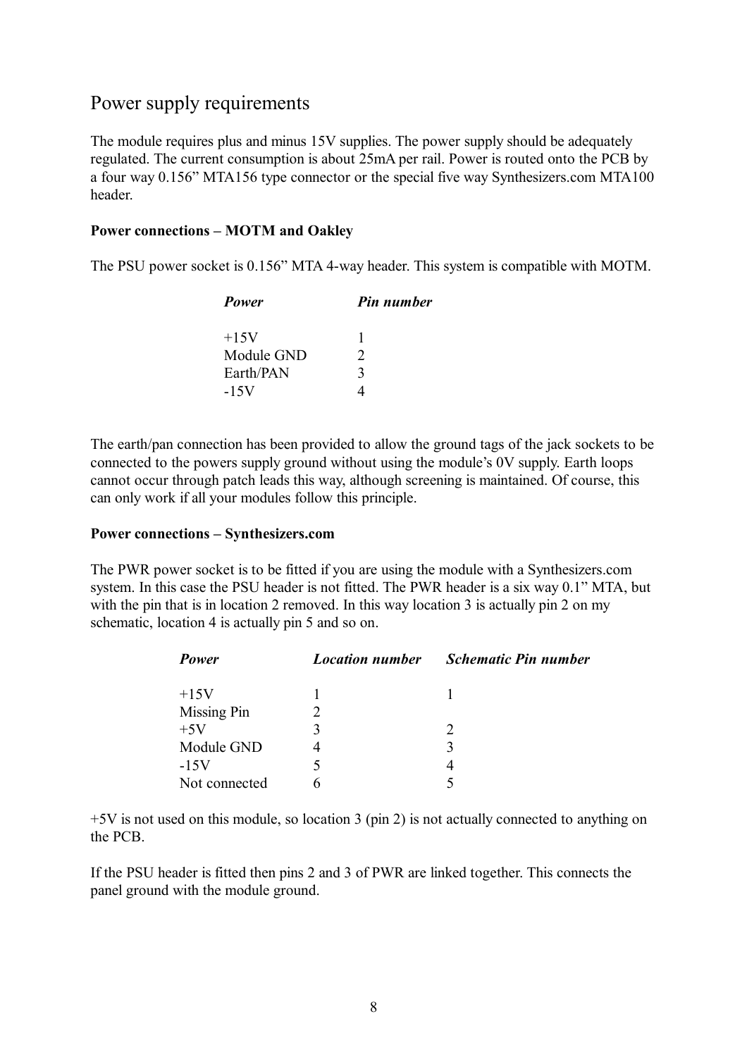## Power supply requirements

The module requires plus and minus 15V supplies. The power supply should be adequately regulated. The current consumption is about 25mA per rail. Power is routed onto the PCB by a four way 0.156" MTA156 type connector or the special five way Synthesizers.com MTA100 header.

**Power connections – MOTM and Oakley**

The PSU power socket is 0.156" MTA 4-way header. This system is compatible with MOTM.

| *Power* | *Pin number* |
|---|---|
| +15V | 1 |
| Module GND | 2 |
| Earth/PAN | 3 |
| -15V | 4 |

The earth/pan connection has been provided to allow the ground tags of the jack sockets to be connected to the powers supply ground without using the module's 0V supply. Earth loops cannot occur through patch leads this way, although screening is maintained. Of course, this can only work if all your modules follow this principle.

**Power connections – Synthesizers.com**

The PWR power socket is to be fitted if you are using the module with a Synthesizers.com system. In this case the PSU header is not fitted. The PWR header is a six way 0.1" MTA, but with the pin that is in location 2 removed. In this way location 3 is actually pin 2 on my schematic, location 4 is actually pin 5 and so on.

| *Power* | *Location number* | *Schematic Pin number* |
|---|---|---|
| +15V | 1 | 1 |
| Missing Pin | 2 | |
| +5V | 3 | 2 |
| Module GND | 4 | 3 |
| -15V | 5 | 4 |
| Not connected | 6 | 5 |

+5V is not used on this module, so location 3 (pin 2) is not actually connected to anything on the PCB.

If the PSU header is fitted then pins 2 and 3 of PWR are linked together. This connects the panel ground with the module ground.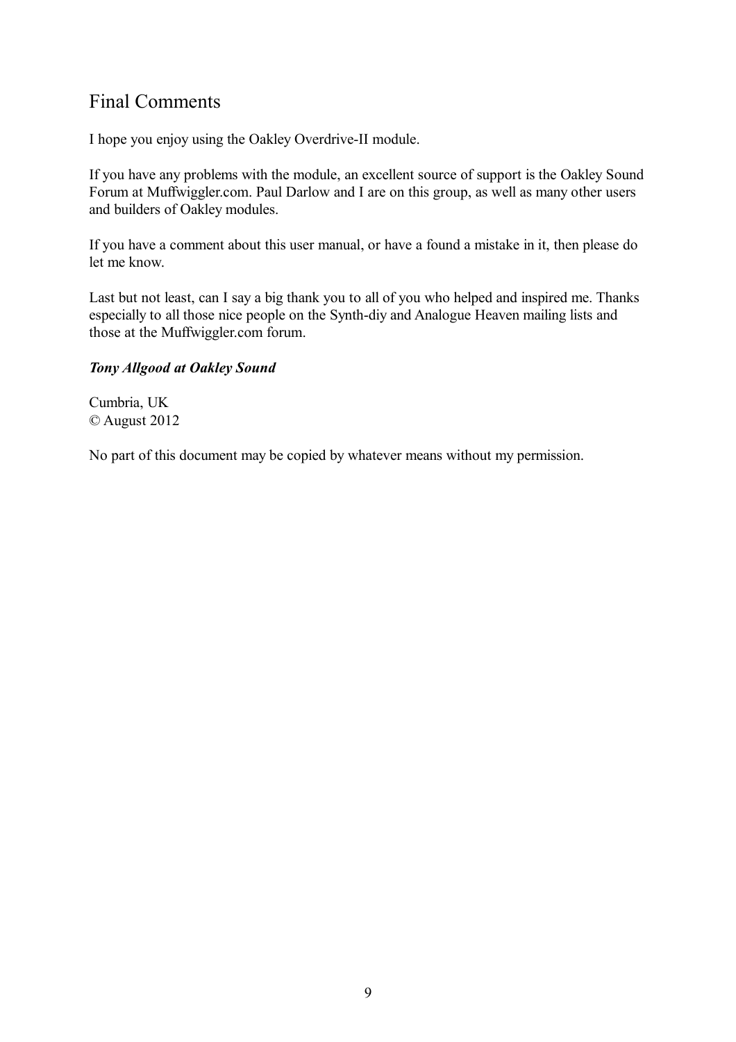## Final Comments

I hope you enjoy using the Oakley Overdrive-II module.

If you have any problems with the module, an excellent source of support is the Oakley Sound Forum at Muffwiggler.com. Paul Darlow and I are on this group, as well as many other users and builders of Oakley modules.

If you have a comment about this user manual, or have a found a mistake in it, then please do let me know.

Last but not least, can I say a big thank you to all of you who helped and inspired me. Thanks especially to all those nice people on the Synth-diy and Analogue Heaven mailing lists and those at the Muffwiggler.com forum.

***Tony Allgood at Oakley Sound***

Cumbria, UK
© August 2012

No part of this document may be copied by whatever means without my permission.